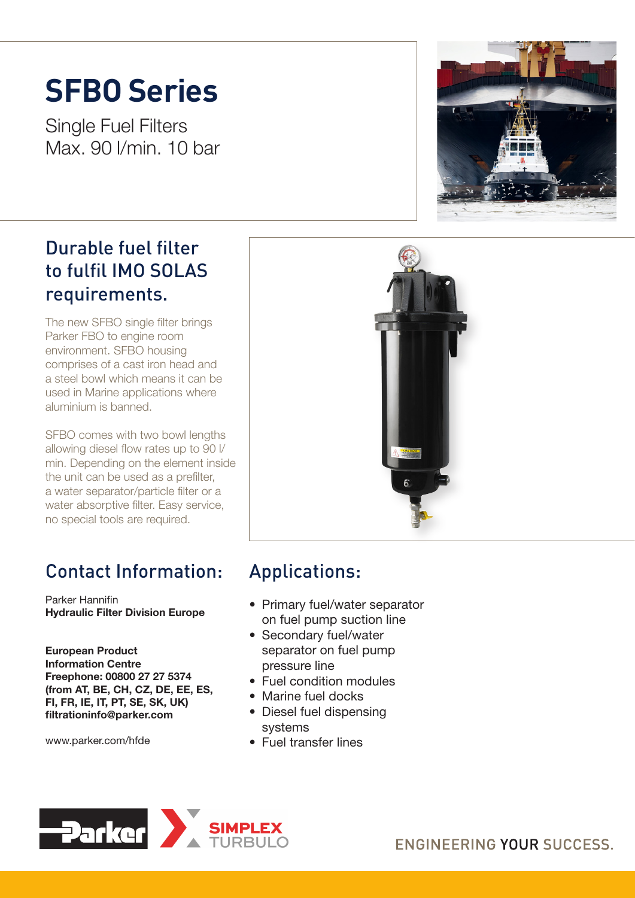# SFBO Series

Single Fuel Filters
Max. 90 l/min. 10 bar

## Durable fuel filter to fulfil IMO SOLAS requirements.

The new SFBO single filter brings Parker FBO to engine room environment. SFBO housing comprises of a cast iron head and a steel bowl which means it can be used in Marine applications where aluminium is banned.

SFBO comes with two bowl lengths allowing diesel flow rates up to 90 l/min. Depending on the element inside the unit can be used as a prefilter, a water separator/particle filter or a water absorptive filter. Easy service, no special tools are required.

## Contact Information:

Parker Hannifin
**Hydraulic Filter Division Europe**

**European Product Information Centre**
**Freephone: 00800 27 27 5374**
**(from AT, BE, CH, CZ, DE, EE, ES, FI, FR, IE, IT, PT, SE, SK, UK)**
**filtrationinfo@parker.com**

www.parker.com/hfde

## Applications:

- Primary fuel/water separator on fuel pump suction line
- Secondary fuel/water separator on fuel pump pressure line
- Fuel condition modules
- Marine fuel docks
- Diesel fuel dispensing systems
- Fuel transfer lines

Parker | SIMPLEX TURBULO

ENGINEERING YOUR SUCCESS.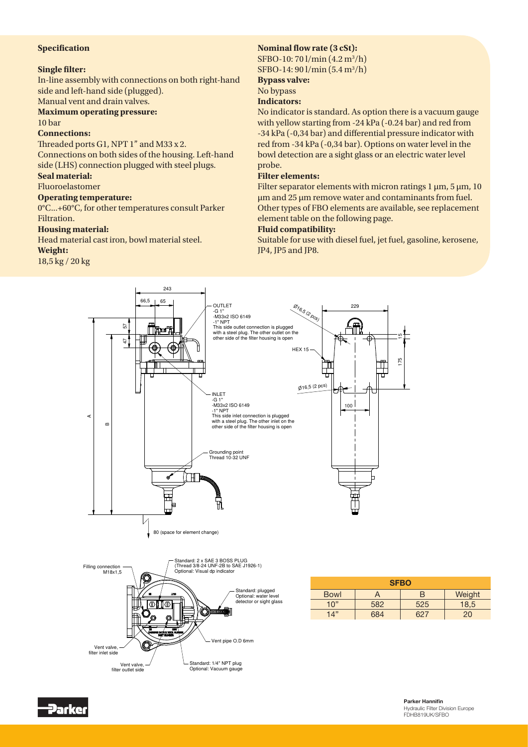## Specification

**Single filter:**
In-line assembly with connections on both right-hand side and left-hand side (plugged).
Manual vent and drain valves.

**Maximum operating pressure:**
10 bar

**Connections:**
Threaded ports G1, NPT 1" and M33 x 2.
Connections on both sides of the housing. Left-hand side (LHS) connection plugged with steel plugs.

**Seal material:**
Fluoroelastomer

**Operating temperature:**
0°C...+60°C, for other temperatures consult Parker Filtration.

**Housing material:**
Head material cast iron, bowl material steel.

**Weight:**
18,5 kg / 20 kg

**Nominal flow rate (3 cSt):**
SFBO-10: 70 l/min (4.2 $m^3$/h)
SFBO-14: 90 l/min (5.4 $m^3$/h)

**Bypass valve:**
No bypass

**Indicators:**
No indicator is standard. As option there is a vacuum gauge with yellow starting from -24 kPa (-0.24 bar) and red from -34 kPa (-0,34 bar) and differential pressure indicator with red from -34 kPa (-0,34 bar). Options on water level in the bowl detection are a sight glass or an electric water level probe.

**Filter elements:**
Filter separator elements with micron ratings 1 µm, 5 µm, 10 µm and 25 µm remove water and contaminants from fuel. Other types of FBO elements are available, see replacement element table on the following page.

**Fluid compatibility:**
Suitable for use with diesel fuel, jet fuel, gasoline, kerosene, JP4, JP5 and JP8.

OUTLET
- G 1"
- M33x2 ISO 6149
- 1" NPT

This side outlet connection is plugged with a steel plug. The other outlet on the other side of the filter housing is open

INLET
- G 1"
- M33x2 ISO 6149
- 1" NPT

This side inlet connection is plugged with a steel plug. The other inlet on the other side of the filter housing is open

Grounding point Thread 10-32 UNF

80 (space for element change)

Filling connection M18x1,5

Standard: 2 x SAE 3 BOSS PLUG (Thread 3/8-24 UNF-2B to SAE J1926-1) Optional: Visual dp indicator

Standard: plugged Optional: water level detector or sight glass

Vent pipe O.D 6mm

Vent valve, filter inlet side

Vent valve, filter outlet side

Standard: 1/4" NPT plug Optional: Vacuum gauge

| SFBO | | | |
|---|---|---|---|
| Bowl | A | B | Weight |
| 10" | 582 | 525 | 18,5 |
| 14" | 684 | 627 | 20 |

**Parker Hannifin**
Hydraulic Filter Division Europe
FDHB819UK/SFBO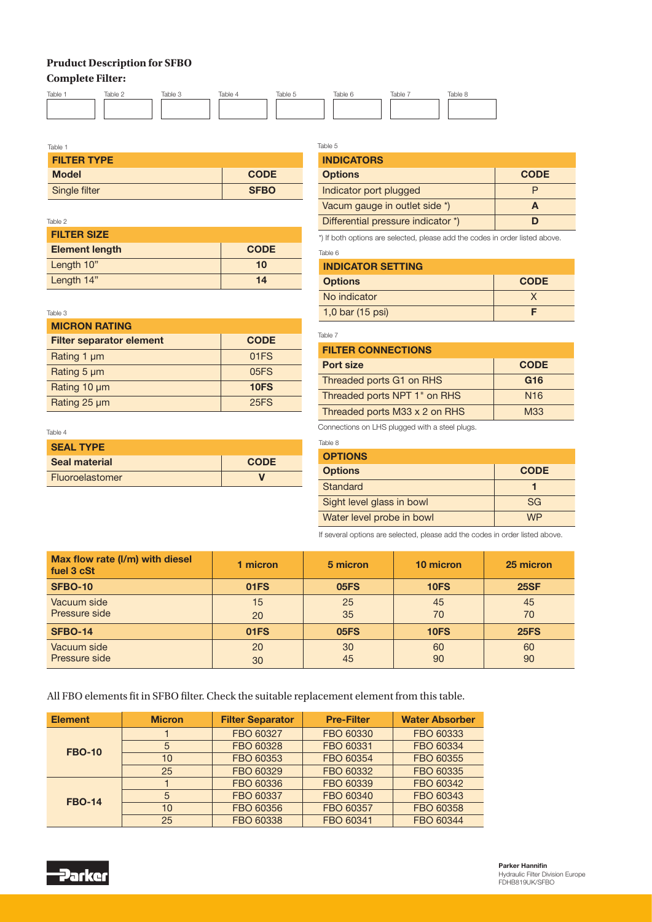### Pruduct Description for SFBO

### Complete Filter:

| Table 1 | Table 2 | Table 3 | Table 4 | Table 5 | Table 6 | Table 7 | Table 8 |
|---|---|---|---|---|---|---|---|
| | | | | | | | |

Table 1

| FILTER TYPE | |
|---|---|
| **Model** | **CODE** |
| Single filter | **SFBO** |

Table 2

| FILTER SIZE | |
|---|---|
| **Element length** | **CODE** |
| Length 10" | **10** |
| Length 14" | **14** |

Table 3

| MICRON RATING | |
|---|---|
| **Filter separator element** | **CODE** |
| Rating 1 µm | 01FS |
| Rating 5 µm | 05FS |
| Rating 10 µm | **10FS** |
| Rating 25 µm | 25FS |

Table 4

| SEAL TYPE | |
|---|---|
| **Seal material** | **CODE** |
| Fluoroelastomer | **V** |

Table 5

| INDICATORS | |
|---|---|
| **Options** | **CODE** |
| Indicator port plugged | P |
| Vacum gauge in outlet side *) | **A** |
| Differential pressure indicator *) | **D** |

*) If both options are selected, please add the codes in order listed above.

Table 6

| INDICATOR SETTING | |
|---|---|
| **Options** | **CODE** |
| No indicator | X |
| 1,0 bar (15 psi) | **F** |

Table 7

| FILTER CONNECTIONS | |
|---|---|
| **Port size** | **CODE** |
| Threaded ports G1 on RHS | **G16** |
| Threaded ports NPT 1" on RHS | N16 |
| Threaded ports M33 x 2 on RHS | M33 |

Connections on LHS plugged with a steel plugs.

Table 8

| OPTIONS | |
|---|---|
| **Options** | **CODE** |
| Standard | **1** |
| Sight level glass in bowl | SG |
| Water level probe in bowl | WP |

If several options are selected, please add the codes in order listed above.

| Max flow rate (l/m) with diesel fuel 3 cSt | 1 micron | 5 micron | 10 micron | 25 micron |
|---|---|---|---|---|
| **SFBO-10** | **01FS** | **05FS** | **10FS** | **25SF** |
| Vacuum side<br>Pressure side | 15<br>20 | 25<br>35 | 45<br>70 | 45<br>70 |
| **SFBO-14** | **01FS** | **05FS** | **10FS** | **25FS** |
| Vacuum side<br>Pressure side | 20<br>30 | 30<br>45 | 60<br>90 | 60<br>90 |

All FBO elements fit in SFBO filter. Check the suitable replacement element from this table.

| Element | Micron | Filter Separator | Pre-Filter | Water Absorber |
|---|---|---|---|---|
| **FBO-10** | 1 | FBO 60327 | FBO 60330 | FBO 60333 |
| | 5 | FBO 60328 | FBO 60331 | FBO 60334 |
| | 10 | FBO 60353 | FBO 60354 | FBO 60355 |
| | 25 | FBO 60329 | FBO 60332 | FBO 60335 |
| **FBO-14** | 1 | FBO 60336 | FBO 60339 | FBO 60342 |
| | 5 | FBO 60337 | FBO 60340 | FBO 60343 |
| | 10 | FBO 60356 | FBO 60357 | FBO 60358 |
| | 25 | FBO 60338 | FBO 60341 | FBO 60344 |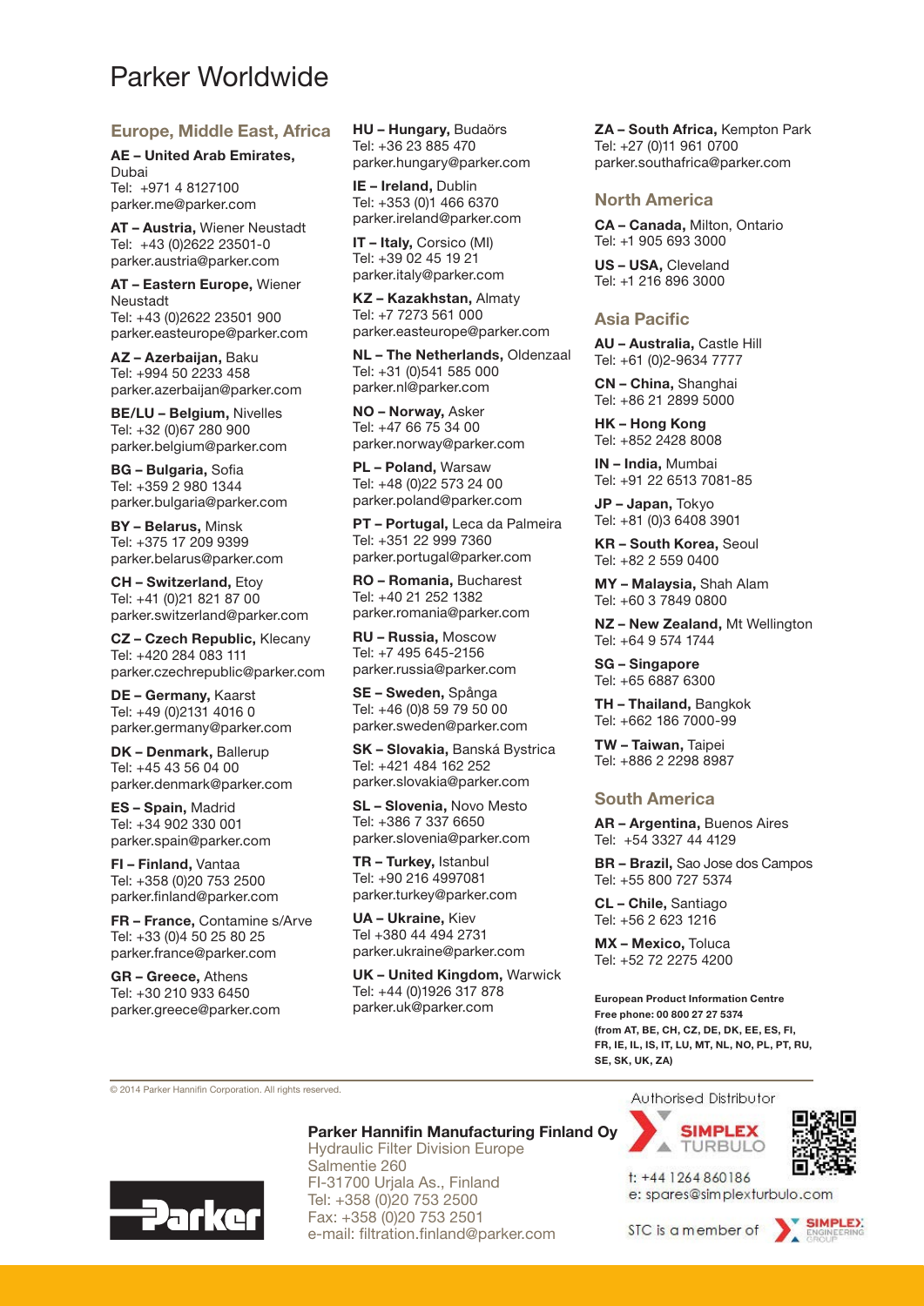# Parker Worldwide

## Europe, Middle East, Africa

**AE – United Arab Emirates,** Dubai
Tel: +971 4 8127100
parker.me@parker.com

**AT – Austria,** Wiener Neustadt
Tel: +43 (0)2622 23501-0
parker.austria@parker.com

**AT – Eastern Europe,** Wiener Neustadt
Tel: +43 (0)2622 23501 900
parker.easteurope@parker.com

**AZ – Azerbaijan,** Baku
Tel: +994 50 2233 458
parker.azerbaijan@parker.com

**BE/LU – Belgium,** Nivelles
Tel: +32 (0)67 280 900
parker.belgium@parker.com

**BG – Bulgaria,** Sofia
Tel: +359 2 980 1344
parker.bulgaria@parker.com

**BY – Belarus,** Minsk
Tel: +375 17 209 9399
parker.belarus@parker.com

**CH – Switzerland,** Etoy
Tel: +41 (0)21 821 87 00
parker.switzerland@parker.com

**CZ – Czech Republic,** Klecany
Tel: +420 284 083 111
parker.czechrepublic@parker.com

**DE – Germany,** Kaarst
Tel: +49 (0)2131 4016 0
parker.germany@parker.com

**DK – Denmark,** Ballerup
Tel: +45 43 56 04 00
parker.denmark@parker.com

**ES – Spain,** Madrid
Tel: +34 902 330 001
parker.spain@parker.com

**FI – Finland,** Vantaa
Tel: +358 (0)20 753 2500
parker.finland@parker.com

**FR – France,** Contamine s/Arve
Tel: +33 (0)4 50 25 80 25
parker.france@parker.com

**GR – Greece,** Athens
Tel: +30 210 933 6450
parker.greece@parker.com

**HU – Hungary,** Budaörs
Tel: +36 23 885 470
parker.hungary@parker.com

**IE – Ireland,** Dublin
Tel: +353 (0)1 466 6370
parker.ireland@parker.com

**IT – Italy,** Corsico (MI)
Tel: +39 02 45 19 21
parker.italy@parker.com

**KZ – Kazakhstan,** Almaty
Tel: +7 7273 561 000
parker.easteurope@parker.com

**NL – The Netherlands,** Oldenzaal
Tel: +31 (0)541 585 000
parker.nl@parker.com

**NO – Norway,** Asker
Tel: +47 66 75 34 00
parker.norway@parker.com

**PL – Poland,** Warsaw
Tel: +48 (0)22 573 24 00
parker.poland@parker.com

**PT – Portugal,** Leca da Palmeira
Tel: +351 22 999 7360
parker.portugal@parker.com

**RO – Romania,** Bucharest
Tel: +40 21 252 1382
parker.romania@parker.com

**RU – Russia,** Moscow
Tel: +7 495 645-2156
parker.russia@parker.com

**SE – Sweden,** Spånga
Tel: +46 (0)8 59 79 50 00
parker.sweden@parker.com

**SK – Slovakia,** Banská Bystrica
Tel: +421 484 162 252
parker.slovakia@parker.com

**SL – Slovenia,** Novo Mesto
Tel: +386 7 337 6650
parker.slovenia@parker.com

**TR – Turkey,** Istanbul
Tel: +90 216 4997081
parker.turkey@parker.com

**UA – Ukraine,** Kiev
Tel +380 44 494 2731
parker.ukraine@parker.com

**UK – United Kingdom,** Warwick
Tel: +44 (0)1926 317 878
parker.uk@parker.com

**ZA – South Africa,** Kempton Park
Tel: +27 (0)11 961 0700
parker.southafrica@parker.com

## North America

**CA – Canada,** Milton, Ontario
Tel: +1 905 693 3000

**US – USA,** Cleveland
Tel: +1 216 896 3000

## Asia Pacific

**AU – Australia,** Castle Hill
Tel: +61 (0)2-9634 7777

**CN – China,** Shanghai
Tel: +86 21 2899 5000

**HK – Hong Kong**
Tel: +852 2428 8008

**IN – India,** Mumbai
Tel: +91 22 6513 7081-85

**JP – Japan,** Tokyo
Tel: +81 (0)3 6408 3901

**KR – South Korea,** Seoul
Tel: +82 2 559 0400

**MY – Malaysia,** Shah Alam
Tel: +60 3 7849 0800

**NZ – New Zealand,** Mt Wellington
Tel: +64 9 574 1744

**SG – Singapore**
Tel: +65 6887 6300

**TH – Thailand,** Bangkok
Tel: +662 186 7000-99

**TW – Taiwan,** Taipei
Tel: +886 2 2298 8987

## South America

**AR – Argentina,** Buenos Aires
Tel: +54 3327 44 4129

**BR – Brazil,** Sao Jose dos Campos
Tel: +55 800 727 5374

**CL – Chile,** Santiago
Tel: +56 2 623 1216

**MX – Mexico,** Toluca
Tel: +52 72 2275 4200

**European Product Information Centre**
**Free phone: 00 800 27 27 5374**
**(from AT, BE, CH, CZ, DE, DK, EE, ES, FI, FR, IE, IL, IS, IT, LU, MT, NL, NO, PL, PT, RU, SE, SK, UK, ZA)**

© 2014 Parker Hannifin Corporation. All rights reserved.

**Parker Hannifin Manufacturing Finland Oy**
Hydraulic Filter Division Europe
Salmentie 260
FI-31700 Urjala As., Finland
Tel: +358 (0)20 753 2500
Fax: +358 (0)20 753 2501
e-mail: filtration.finland@parker.com

Authorised Distributor
SIMPLEX TURBULO
t: +44 1264 860186
e: spares@simplexturbulo.com
STC is a member of SIMPLEX ENGINEERING GROUP